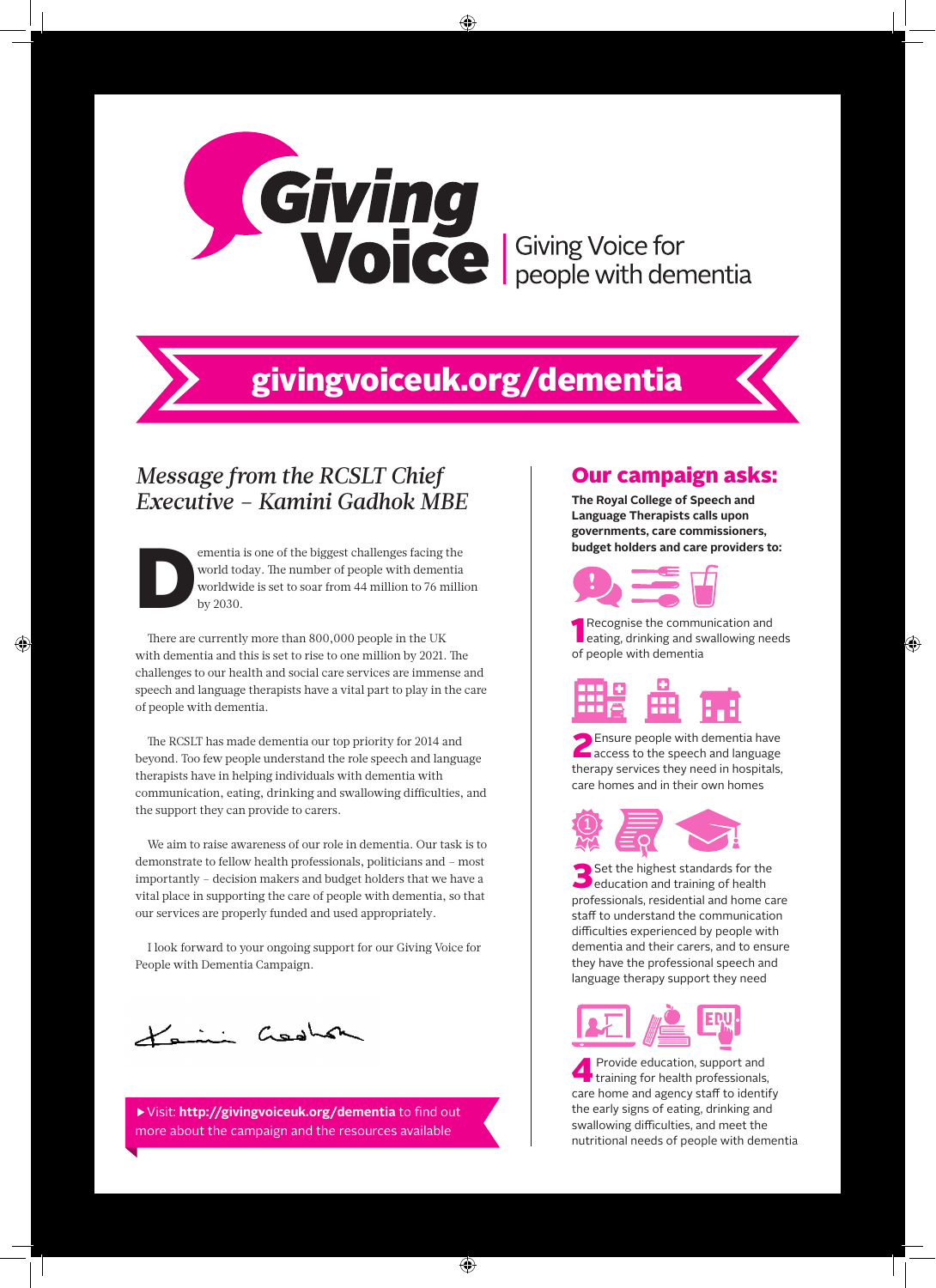# Giving Voice

Giving Voice for people with dementia

## givingvoiceuk.org/dementia

## *Message from the RCSLT Chief Executive – Kamini Gadhok MBE*

Dementia is one of the biggest challenges facing the world today. The number of people with dementia worldwide is set to soar from 44 million to 76 million by 2030.

There are currently more than 800,000 people in the UK with dementia and this is set to rise to one million by 2021. The challenges to our health and social care services are immense and speech and language therapists have a vital part to play in the care of people with dementia.

The RCSLT has made dementia our top priority for 2014 and beyond. Too few people understand the role speech and language therapists have in helping individuals with dementia with communication, eating, drinking and swallowing difficulties, and the support they can provide to carers.

We aim to raise awareness of our role in dementia. Our task is to demonstrate to fellow health professionals, politicians and – most importantly – decision makers and budget holders that we have a vital place in supporting the care of people with dementia, so that our services are properly funded and used appropriately.

I look forward to your ongoing support for our Giving Voice for People with Dementia Campaign.

▶ Visit: **http://givingvoiceuk.org/dementia** to find out more about the campaign and the resources available

## Our campaign asks:

**The Royal College of Speech and Language Therapists calls upon governments, care commissioners, budget holders and care providers to:**

1. Recognise the communication and eating, drinking and swallowing needs of people with dementia
2. Ensure people with dementia have access to the speech and language therapy services they need in hospitals, care homes and in their own homes
3. Set the highest standards for the education and training of health professionals, residential and home care staff to understand the communication difficulties experienced by people with dementia and their carers, and to ensure they have the professional speech and language therapy support they need
4. Provide education, support and training for health professionals, care home and agency staff to identify the early signs of eating, drinking and swallowing difficulties, and meet the nutritional needs of people with dementia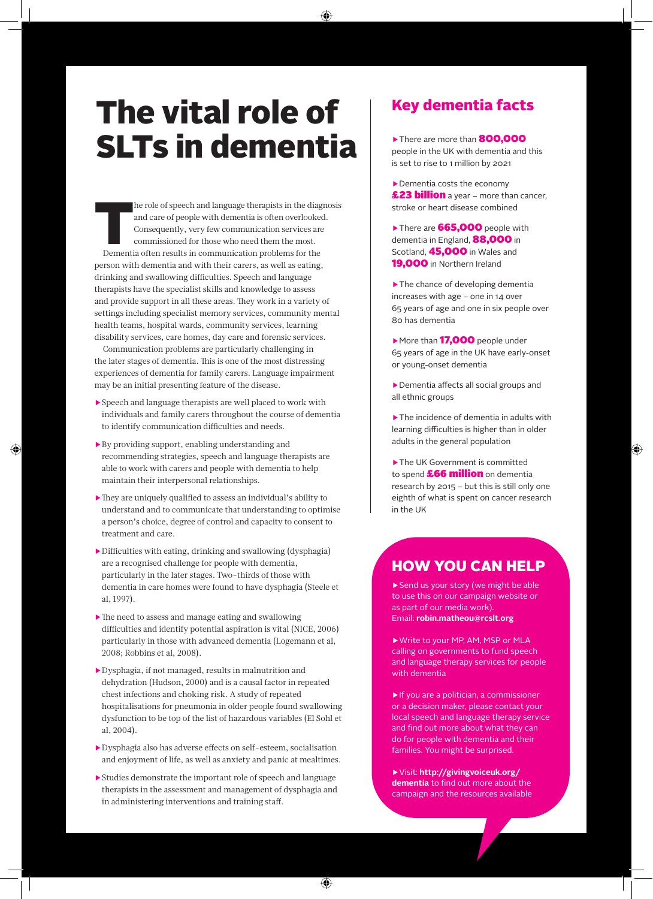# The vital role of SLTs in dementia

The role of speech and language therapists in the diagnosis and care of people with dementia is often overlooked. Consequently, very few communication services are commissioned for those who need them the most.

Dementia often results in communication problems for the person with dementia and with their carers, as well as eating, drinking and swallowing difficulties. Speech and language therapists have the specialist skills and knowledge to assess and provide support in all these areas. They work in a variety of settings including specialist memory services, community mental health teams, hospital wards, community services, learning disability services, care homes, day care and forensic services.

Communication problems are particularly challenging in the later stages of dementia. This is one of the most distressing experiences of dementia for family carers. Language impairment may be an initial presenting feature of the disease.

- Speech and language therapists are well placed to work with individuals and family carers throughout the course of dementia to identify communication difficulties and needs.
- By providing support, enabling understanding and recommending strategies, speech and language therapists are able to work with carers and people with dementia to help maintain their interpersonal relationships.
- They are uniquely qualified to assess an individual's ability to understand and to communicate that understanding to optimise a person's choice, degree of control and capacity to consent to treatment and care.
- Difficulties with eating, drinking and swallowing (dysphagia) are a recognised challenge for people with dementia, particularly in the later stages. Two-thirds of those with dementia in care homes were found to have dysphagia (Steele et al, 1997).
- The need to assess and manage eating and swallowing difficulties and identify potential aspiration is vital (NICE, 2006) particularly in those with advanced dementia (Logemann et al, 2008; Robbins et al, 2008).
- Dysphagia, if not managed, results in malnutrition and dehydration (Hudson, 2000) and is a causal factor in repeated chest infections and choking risk. A study of repeated hospitalisations for pneumonia in older people found swallowing dysfunction to be top of the list of hazardous variables (El Sohl et al, 2004).
- Dysphagia also has adverse effects on self-esteem, socialisation and enjoyment of life, as well as anxiety and panic at mealtimes.
- Studies demonstrate the important role of speech and language therapists in the assessment and management of dysphagia and in administering interventions and training staff.

## Key dementia facts

- There are more than **800,000** people in the UK with dementia and this is set to rise to 1 million by 2021
- Dementia costs the economy **£23 billion** a year – more than cancer, stroke or heart disease combined
- There are **665,000** people with dementia in England, **88,000** in Scotland, **45,000** in Wales and **19,000** in Northern Ireland
- The chance of developing dementia increases with age – one in 14 over 65 years of age and one in six people over 80 has dementia
- More than **17,000** people under 65 years of age in the UK have early-onset or young-onset dementia
- Dementia affects all social groups and all ethnic groups
- The incidence of dementia in adults with learning difficulties is higher than in older adults in the general population
- The UK Government is committed to spend **£66 million** on dementia research by 2015 – but this is still only one eighth of what is spent on cancer research in the UK

## HOW YOU CAN HELP

- Send us your story (we might be able to use this on our campaign website or as part of our media work). Email: **robin.matheou@rcslt.org**
- Write to your MP, AM, MSP or MLA calling on governments to fund speech and language therapy services for people with dementia
- If you are a politician, a commissioner or a decision maker, please contact your local speech and language therapy service and find out more about what they can do for people with dementia and their families. You might be surprised.
- Visit: **http://givingvoiceuk.org/dementia** to find out more about the campaign and the resources available